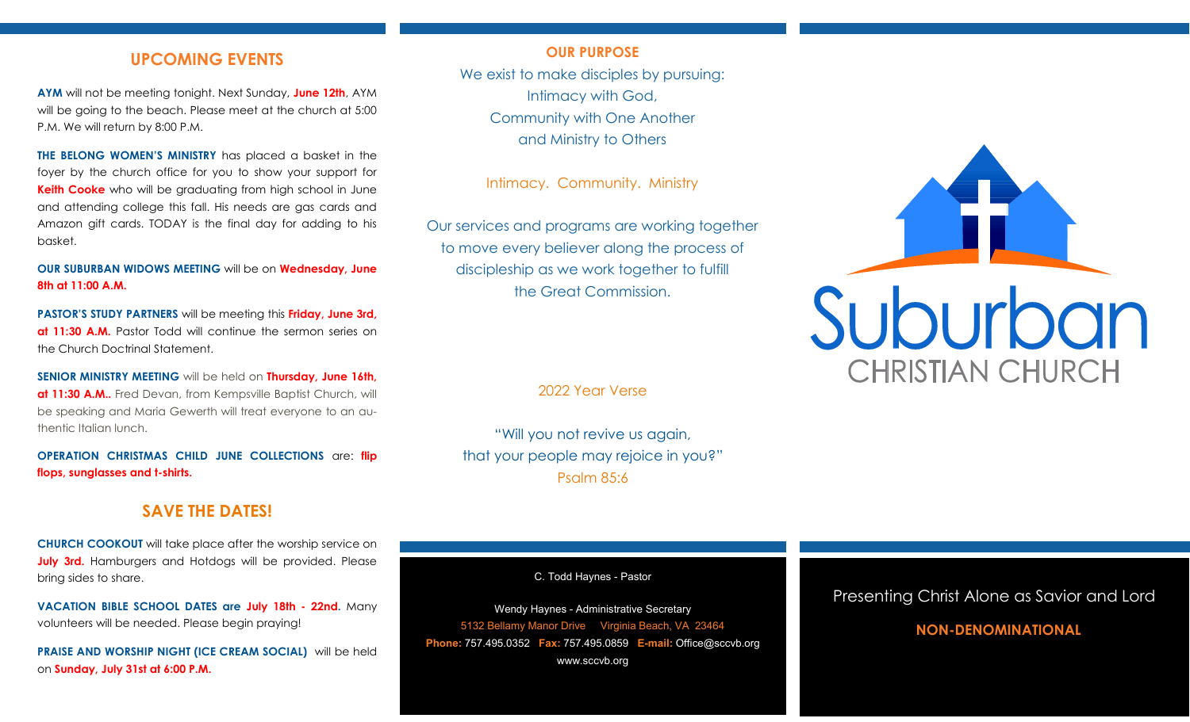## UPCOMING EVENTS

**AYM** will not be meeting tonight. Next Sunday, **June 12th**, AYM will be going to the beach. Please meet at the church at 5:00 P.M. We will return by 8:00 P.M.

**THE BELONG WOMEN'S MINISTRY** has placed a basket in the foyer by the church office for you to show your support for **Keith Cooke** who will be graduating from high school in June and attending college this fall. His needs are gas cards and Amazon gift cards. TODAY is the final day for adding to his basket.

**OUR SUBURBAN WIDOWS MEETING** will be on **Wednesday, June 8th at 11:00 A.M.**

**PASTOR'S STUDY PARTNERS** will be meeting this **Friday, June 3rd, at 11:30 A.M.** Pastor Todd will continue the sermon series on the Church Doctrinal Statement.

**SENIOR MINISTRY MEETING** will be held on **Thursday, June 16th, at 11:30 A.M.**. Fred Devan, from Kempsville Baptist Church, will be speaking and Maria Gewerth will treat everyone to an authentic Italian lunch.

**OPERATION CHRISTMAS CHILD JUNE COLLECTIONS** are: **flip flops, sunglasses and t-shirts.**

## SAVE THE DATES!

**CHURCH COOKOUT** will take place after the worship service on **July 3rd.** Hamburgers and Hotdogs will be provided. Please bring sides to share.

**VACATION BIBLE SCHOOL DATES are July 18th - 22nd.** Many volunteers will be needed. Please begin praying!

**PRAISE AND WORSHIP NIGHT (ICE CREAM SOCIAL)** will be held on **Sunday, July 31st at 6:00 P.M.**

## OUR PURPOSE

We exist to make disciples by pursuing:
Intimacy with God,
Community with One Another
and Ministry to Others

Intimacy. Community. Ministry

Our services and programs are working together to move every believer along the process of discipleship as we work together to fulfill the Great Commission.

2022 Year Verse

"Will you not revive us again,
that your people may rejoice in you?"
Psalm 85:6

C. Todd Haynes - Pastor

Wendy Haynes - Administrative Secretary
5132 Bellamy Manor Drive Virginia Beach, VA 23464
**Phone:** 757.495.0352 **Fax:** 757.495.0859 **E-mail:** Office@sccvb.org
www.sccvb.org

# Suburban CHRISTIAN CHURCH

Presenting Christ Alone as Savior and Lord

**NON-DENOMINATIONAL**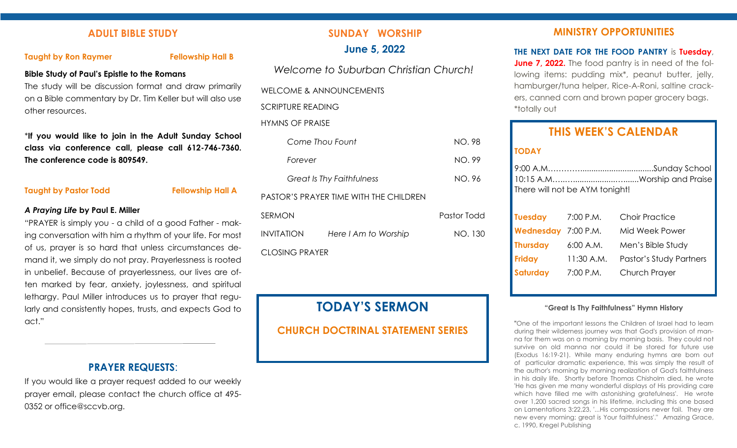## ADULT BIBLE STUDY

**Taught by Ron Raymer** **Fellowship Hall B**

**Bible Study of Paul's Epistle to the Romans**

The study will be discussion format and draw primarily on a Bible commentary by Dr. Tim Keller but will also use other resources.

***If you would like to join in the Adult Sunday School class via conference call, please call 612-746-7360. The conference code is 809549.**

**Taught by Pastor Todd** **Fellowship Hall A**

***A Praying Life* by Paul E. Miller**

"PRAYER is simply you - a child of a good Father - making conversation with him a rhythm of your life. For most of us, prayer is so hard that unless circumstances demand it, we simply do not pray. Prayerlessness is rooted in unbelief. Because of prayerlessness, our lives are often marked by fear, anxiety, joylessness, and spiritual lethargy. Paul Miller introduces us to prayer that regularly and consistently hopes, trusts, and expects God to act."

## PRAYER REQUESTS:

If you would like a prayer request added to our weekly prayer email, please contact the church office at 495-0352 or office@sccvb.org.

## SUNDAY WORSHIP

### June 5, 2022

*Welcome to Suburban Christian Church!*

WELCOME & ANNOUNCEMENTS

SCRIPTURE READING

HYMNS OF PRAISE

| | |
|---|---|
| *Come Thou Fount* | NO. 98 |
| *Forever* | NO. 99 |
| *Great Is Thy Faithfulness* | NO. 96 |

PASTOR'S PRAYER TIME WITH THE CHILDREN

SERMON — Pastor Todd

INVITATION — *Here I Am to Worship* — NO. 130

CLOSING PRAYER

## TODAY'S SERMON

### CHURCH DOCTRINAL STATEMENT SERIES

## MINISTRY OPPORTUNITIES

**THE NEXT DATE FOR THE FOOD PANTRY** is **Tuesday, June 7, 2022.** The food pantry is in need of the following items: pudding mix*, peanut butter, jelly, hamburger/tuna helper, Rice-A-Roni, saltine crackers, canned corn and brown paper grocery bags. *totally out

## THIS WEEK'S CALENDAR

**TODAY**

9:00 A.M……….................................Sunday School
10:15 A.M…..….................….......Worship and Praise
There will not be AYM tonight!

| | | |
|---|---|---|
| **Tuesday** | 7:00 P.M. | Choir Practice |
| **Wednesday** | 7:00 P.M. | Mid Week Power |
| **Thursday** | 6:00 A.M. | Men's Bible Study |
| **Friday** | 11:30 A.M. | Pastor's Study Partners |
| **Saturday** | 7:00 P.M. | Church Prayer |

**"Great Is Thy Faithfulness" Hymn History**

"One of the important lessons the Children of Israel had to learn during their wilderness journey was that God's provision of manna for them was on a morning by morning basis. They could not survive on old manna nor could it be stored for future use (Exodus 16:19-21). While many enduring hymns are born out of particular dramatic experience, this was simply the result of the author's morning by morning realization of God's faithfulness in his daily life. Shortly before Thomas Chisholm died, he wrote 'He has given me many wonderful displays of His providing care which have filled me with astonishing gratefulness'. He wrote over 1,200 sacred songs in his lifetime, including this one based on Lamentations 3:22,23, '...His compassions never fail. They are new every morning; great is Your faithfulness'." Amazing Grace, c. 1990, Kregel Publishing